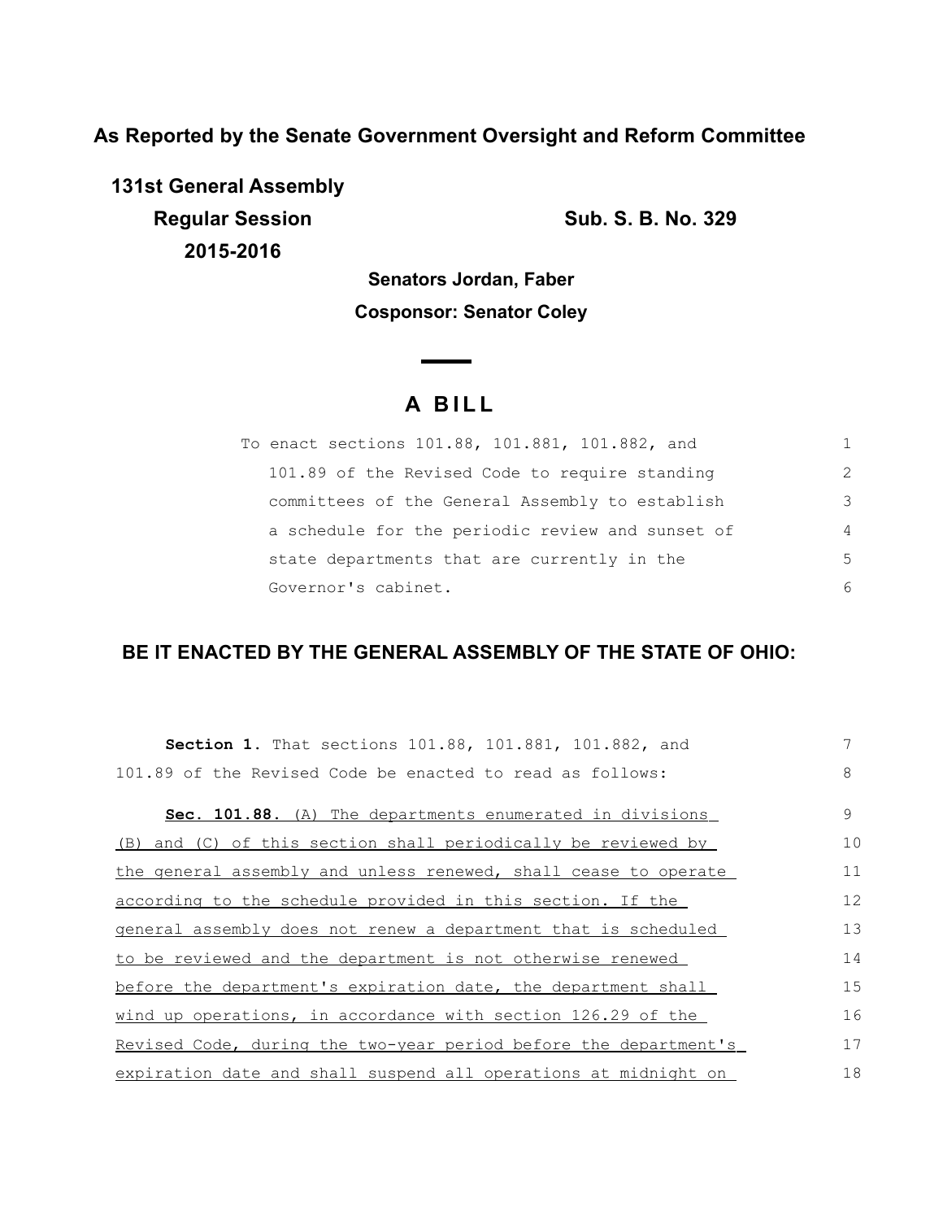**As Reported by the Senate Government Oversight and Reform Committee**

**131st General Assembly**

**Regular Session**

**2015-2016**

**Sub. S. B. No. 329**

**Senators Jordan, Faber**

**Cosponsor: Senator Coley**

# A BILL

To enact sections 101.88, 101.881, 101.882, and 101.89 of the Revised Code to require standing committees of the General Assembly to establish a schedule for the periodic review and sunset of state departments that are currently in the Governor's cabinet.

## BE IT ENACTED BY THE GENERAL ASSEMBLY OF THE STATE OF OHIO:

**Section 1.** That sections 101.88, 101.881, 101.882, and 101.89 of the Revised Code be enacted to read as follows:

**Sec. 101.88.** (A) The departments enumerated in divisions (B) and (C) of this section shall periodically be reviewed by the general assembly and unless renewed, shall cease to operate according to the schedule provided in this section. If the general assembly does not renew a department that is scheduled to be reviewed and the department is not otherwise renewed before the department's expiration date, the department shall wind up operations, in accordance with section 126.29 of the Revised Code, during the two-year period before the department's expiration date and shall suspend all operations at midnight on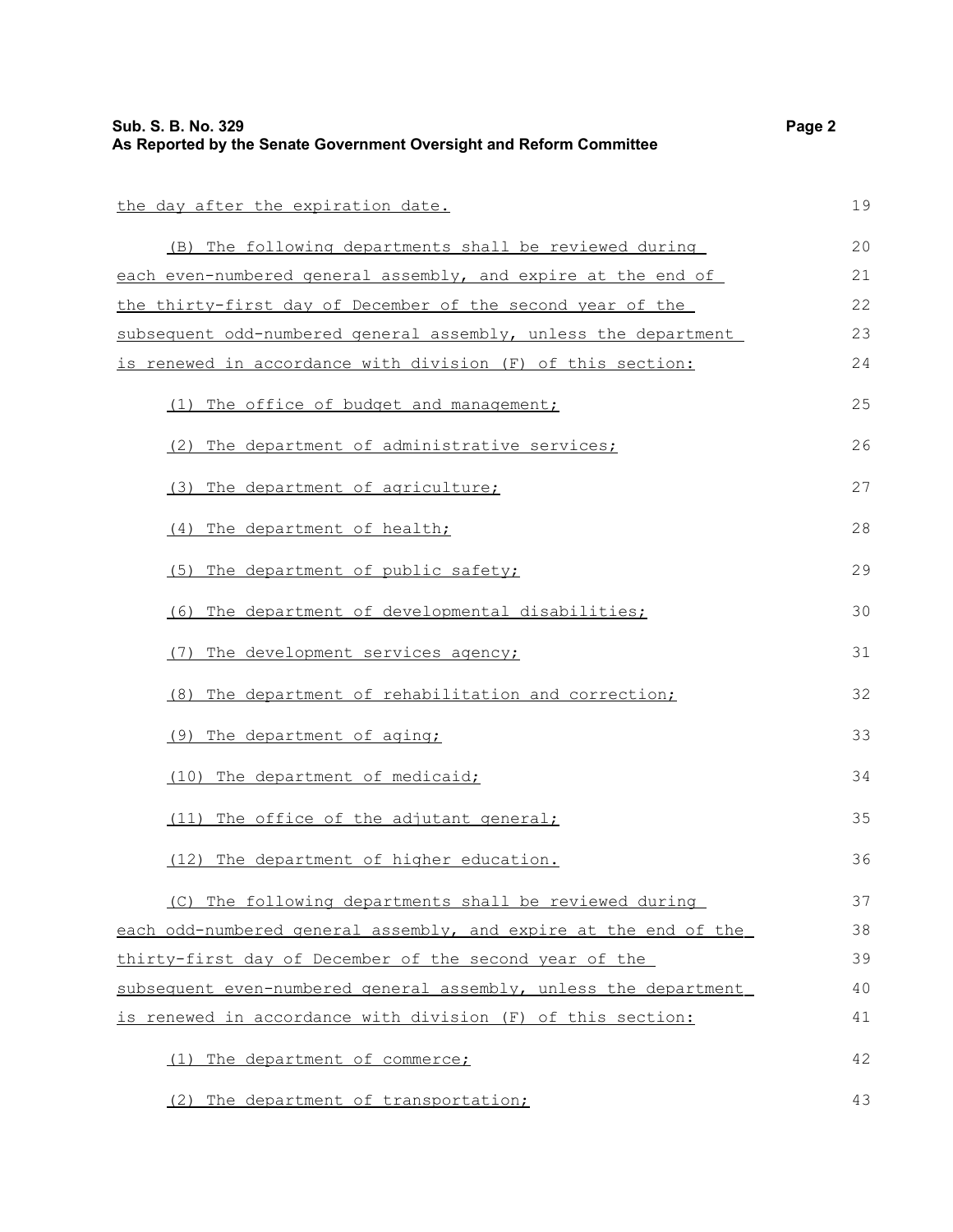the day after the expiration date.

(B) The following departments shall be reviewed during each even-numbered general assembly, and expire at the end of the thirty-first day of December of the second year of the subsequent odd-numbered general assembly, unless the department is renewed in accordance with division (F) of this section:

(1) The office of budget and management;

(2) The department of administrative services;

(3) The department of agriculture;

(4) The department of health;

(5) The department of public safety;

(6) The department of developmental disabilities;

(7) The development services agency;

(8) The department of rehabilitation and correction;

(9) The department of aging;

(10) The department of medicaid;

(11) The office of the adjutant general;

(12) The department of higher education.

(C) The following departments shall be reviewed during each odd-numbered general assembly, and expire at the end of the thirty-first day of December of the second year of the subsequent even-numbered general assembly, unless the department is renewed in accordance with division (F) of this section:

(1) The department of commerce;

(2) The department of transportation;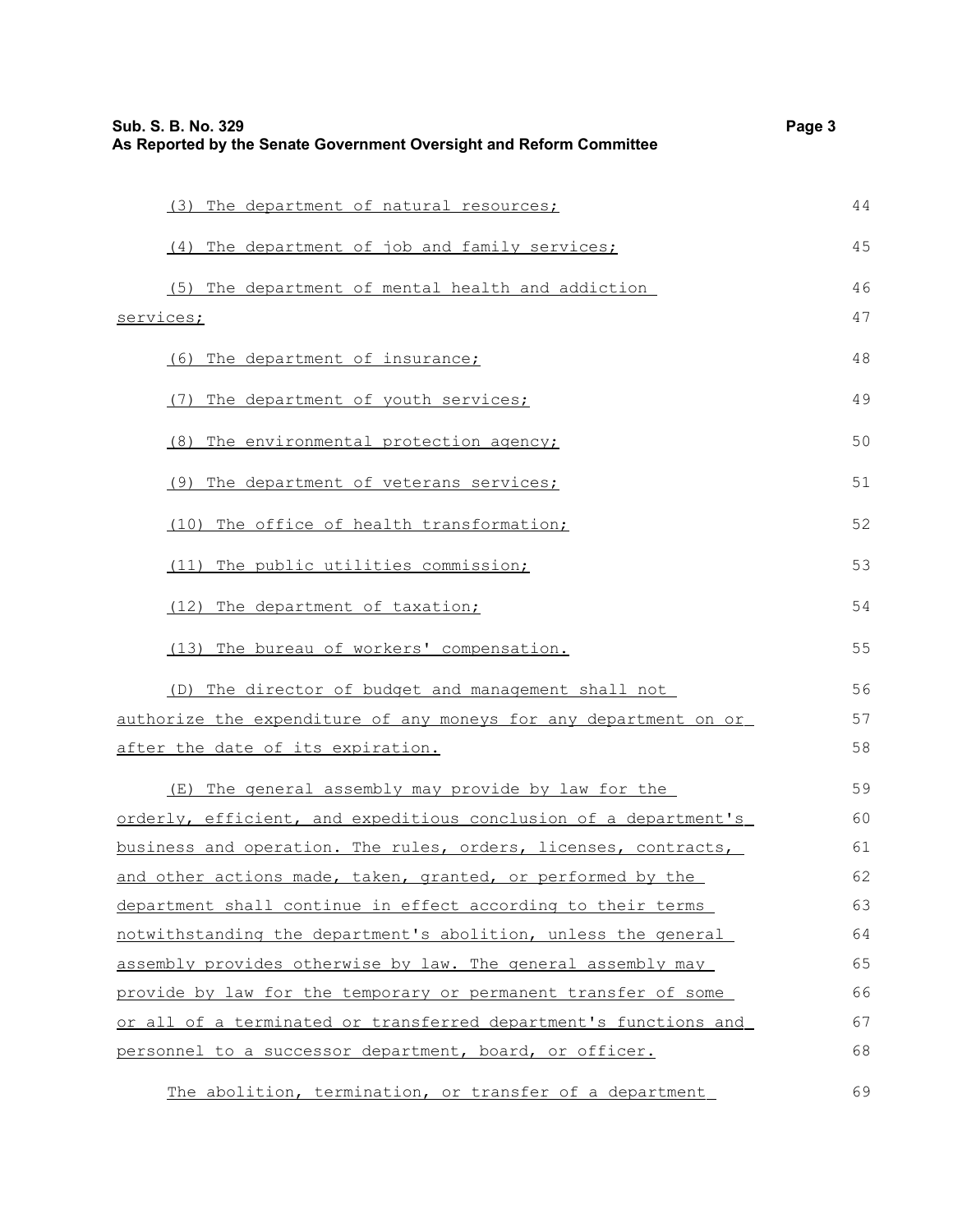(3) The department of natural resources;

(4) The department of job and family services;

(5) The department of mental health and addiction services;

(6) The department of insurance;

(7) The department of youth services;

(8) The environmental protection agency;

(9) The department of veterans services;

(10) The office of health transformation;

(11) The public utilities commission;

(12) The department of taxation;

(13) The bureau of workers' compensation.

(D) The director of budget and management shall not authorize the expenditure of any moneys for any department on or after the date of its expiration.

(E) The general assembly may provide by law for the orderly, efficient, and expeditious conclusion of a department's business and operation. The rules, orders, licenses, contracts, and other actions made, taken, granted, or performed by the department shall continue in effect according to their terms notwithstanding the department's abolition, unless the general assembly provides otherwise by law. The general assembly may provide by law for the temporary or permanent transfer of some or all of a terminated or transferred department's functions and personnel to a successor department, board, or officer.

The abolition, termination, or transfer of a department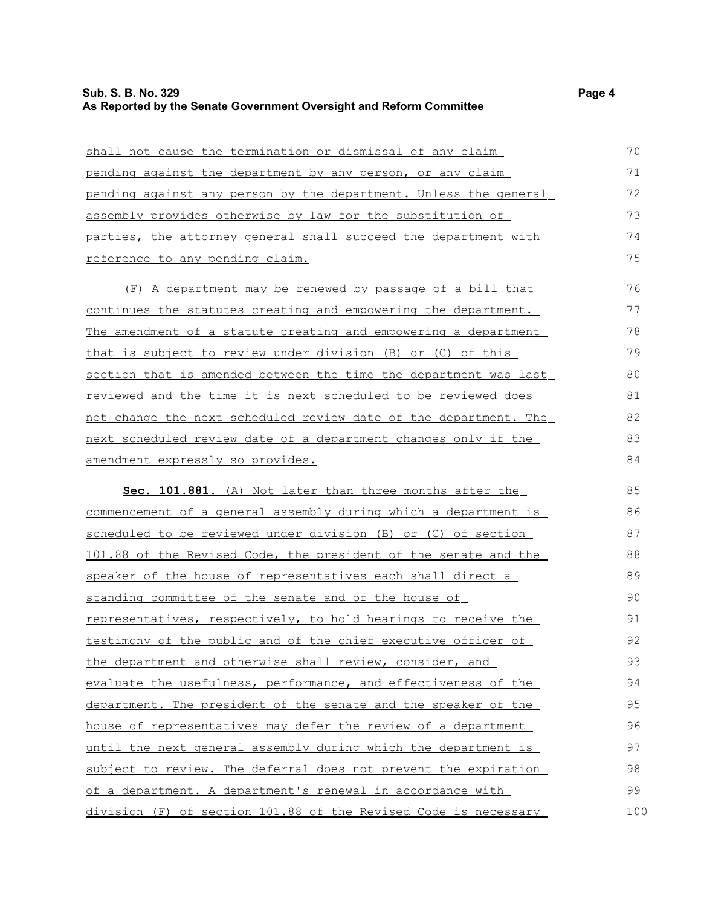shall not cause the termination or dismissal of any claim pending against the department by any person, or any claim pending against any person by the department. Unless the general assembly provides otherwise by law for the substitution of parties, the attorney general shall succeed the department with reference to any pending claim.

(F) A department may be renewed by passage of a bill that continues the statutes creating and empowering the department. The amendment of a statute creating and empowering a department that is subject to review under division (B) or (C) of this section that is amended between the time the department was last reviewed and the time it is next scheduled to be reviewed does not change the next scheduled review date of the department. The next scheduled review date of a department changes only if the amendment expressly so provides.

**Sec. 101.881.** (A) Not later than three months after the commencement of a general assembly during which a department is scheduled to be reviewed under division (B) or (C) of section 101.88 of the Revised Code, the president of the senate and the speaker of the house of representatives each shall direct a standing committee of the senate and of the house of representatives, respectively, to hold hearings to receive the testimony of the public and of the chief executive officer of the department and otherwise shall review, consider, and evaluate the usefulness, performance, and effectiveness of the department. The president of the senate and the speaker of the house of representatives may defer the review of a department until the next general assembly during which the department is subject to review. The deferral does not prevent the expiration of a department. A department's renewal in accordance with division (F) of section 101.88 of the Revised Code is necessary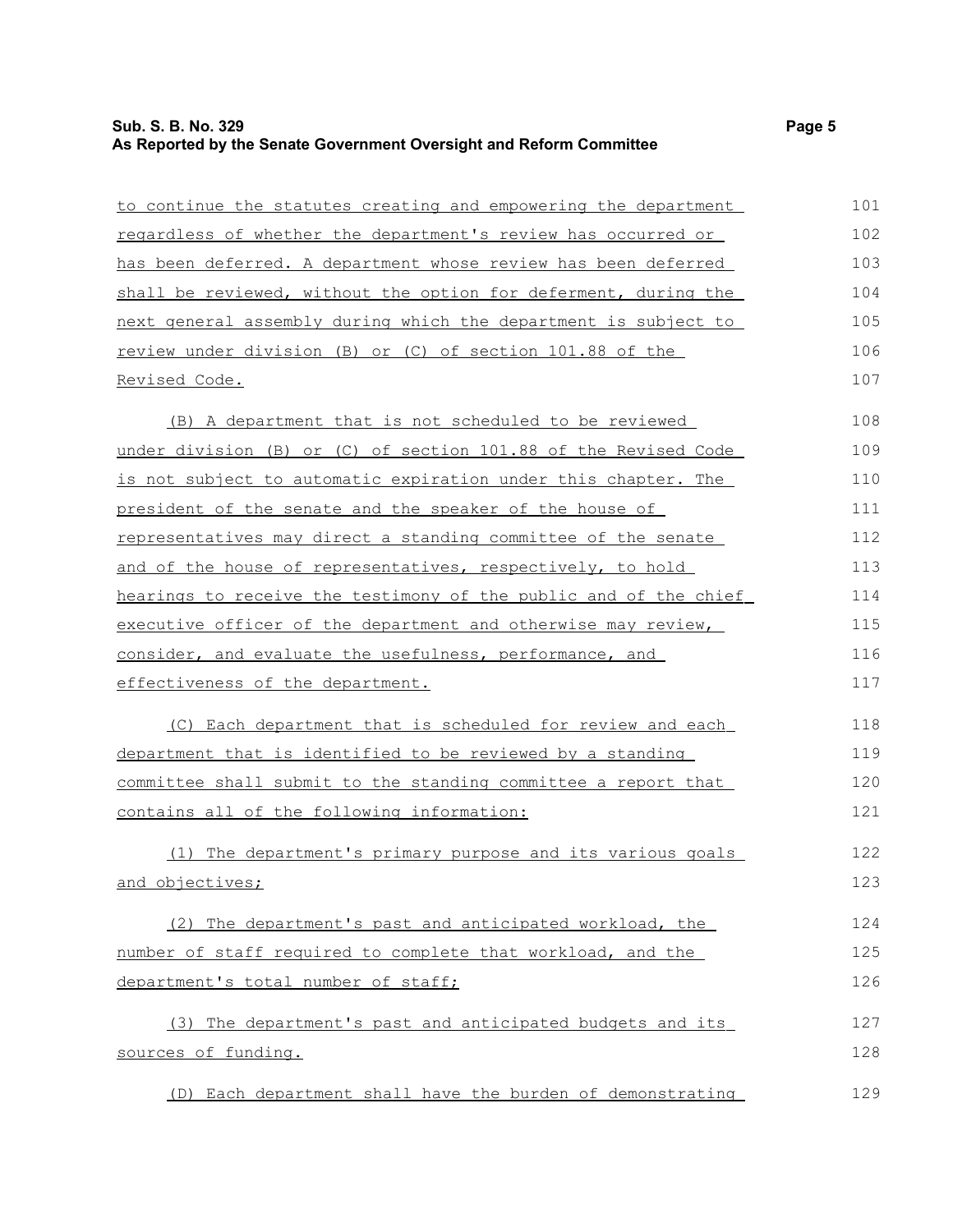to continue the statutes creating and empowering the department regardless of whether the department's review has occurred or has been deferred. A department whose review has been deferred shall be reviewed, without the option for deferment, during the next general assembly during which the department is subject to review under division (B) or (C) of section 101.88 of the Revised Code.

(B) A department that is not scheduled to be reviewed under division (B) or (C) of section 101.88 of the Revised Code is not subject to automatic expiration under this chapter. The president of the senate and the speaker of the house of representatives may direct a standing committee of the senate and of the house of representatives, respectively, to hold hearings to receive the testimony of the public and of the chief executive officer of the department and otherwise may review, consider, and evaluate the usefulness, performance, and effectiveness of the department.

(C) Each department that is scheduled for review and each department that is identified to be reviewed by a standing committee shall submit to the standing committee a report that contains all of the following information:

(1) The department's primary purpose and its various goals and objectives;

(2) The department's past and anticipated workload, the number of staff required to complete that workload, and the department's total number of staff;

(3) The department's past and anticipated budgets and its sources of funding.

(D) Each department shall have the burden of demonstrating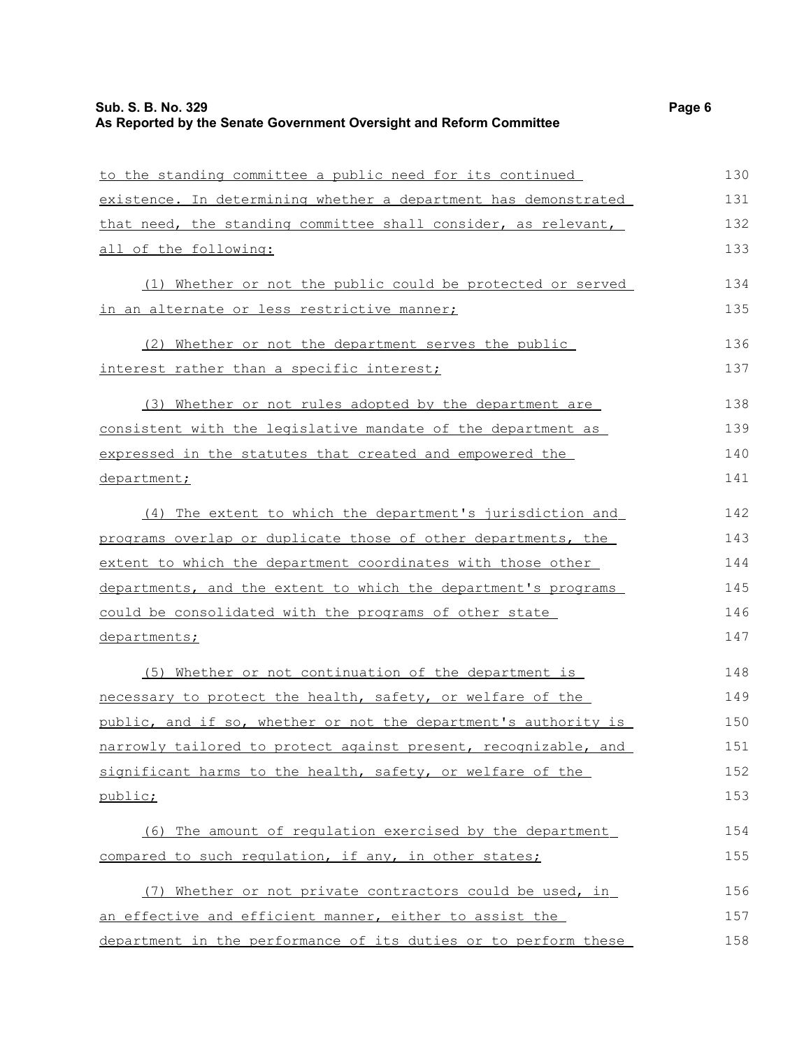to the standing committee a public need for its continued existence. In determining whether a department has demonstrated that need, the standing committee shall consider, as relevant, all of the following:

(1) Whether or not the public could be protected or served in an alternate or less restrictive manner;

(2) Whether or not the department serves the public interest rather than a specific interest;

(3) Whether or not rules adopted by the department are consistent with the legislative mandate of the department as expressed in the statutes that created and empowered the department;

(4) The extent to which the department's jurisdiction and programs overlap or duplicate those of other departments, the extent to which the department coordinates with those other departments, and the extent to which the department's programs could be consolidated with the programs of other state departments;

(5) Whether or not continuation of the department is necessary to protect the health, safety, or welfare of the public, and if so, whether or not the department's authority is narrowly tailored to protect against present, recognizable, and significant harms to the health, safety, or welfare of the public;

(6) The amount of regulation exercised by the department compared to such regulation, if any, in other states;

(7) Whether or not private contractors could be used, in an effective and efficient manner, either to assist the department in the performance of its duties or to perform these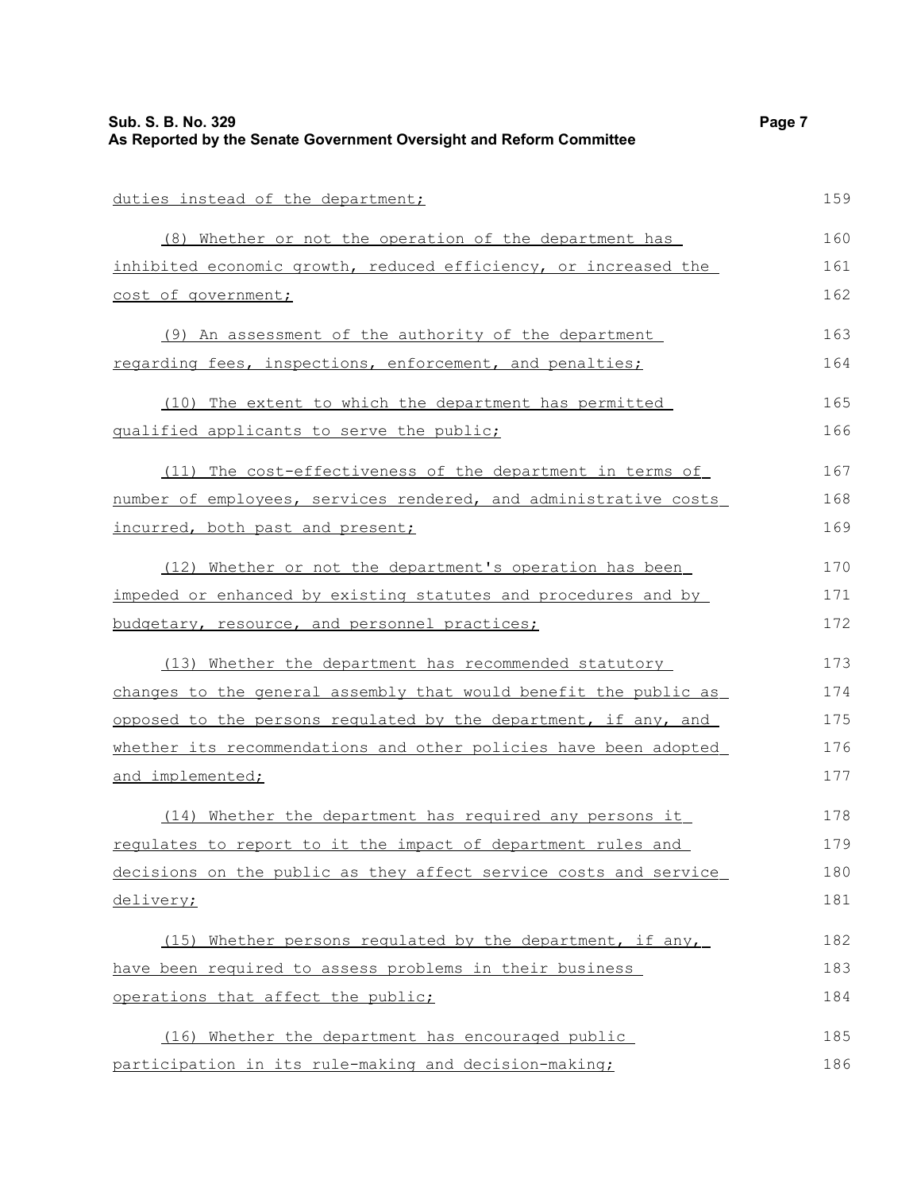duties instead of the department;

(8) Whether or not the operation of the department has inhibited economic growth, reduced efficiency, or increased the cost of government;

(9) An assessment of the authority of the department regarding fees, inspections, enforcement, and penalties;

(10) The extent to which the department has permitted qualified applicants to serve the public;

(11) The cost-effectiveness of the department in terms of number of employees, services rendered, and administrative costs incurred, both past and present;

(12) Whether or not the department's operation has been impeded or enhanced by existing statutes and procedures and by budgetary, resource, and personnel practices;

(13) Whether the department has recommended statutory changes to the general assembly that would benefit the public as opposed to the persons regulated by the department, if any, and whether its recommendations and other policies have been adopted and implemented;

(14) Whether the department has required any persons it regulates to report to it the impact of department rules and decisions on the public as they affect service costs and service delivery;

(15) Whether persons regulated by the department, if any, have been required to assess problems in their business operations that affect the public;

(16) Whether the department has encouraged public participation in its rule-making and decision-making;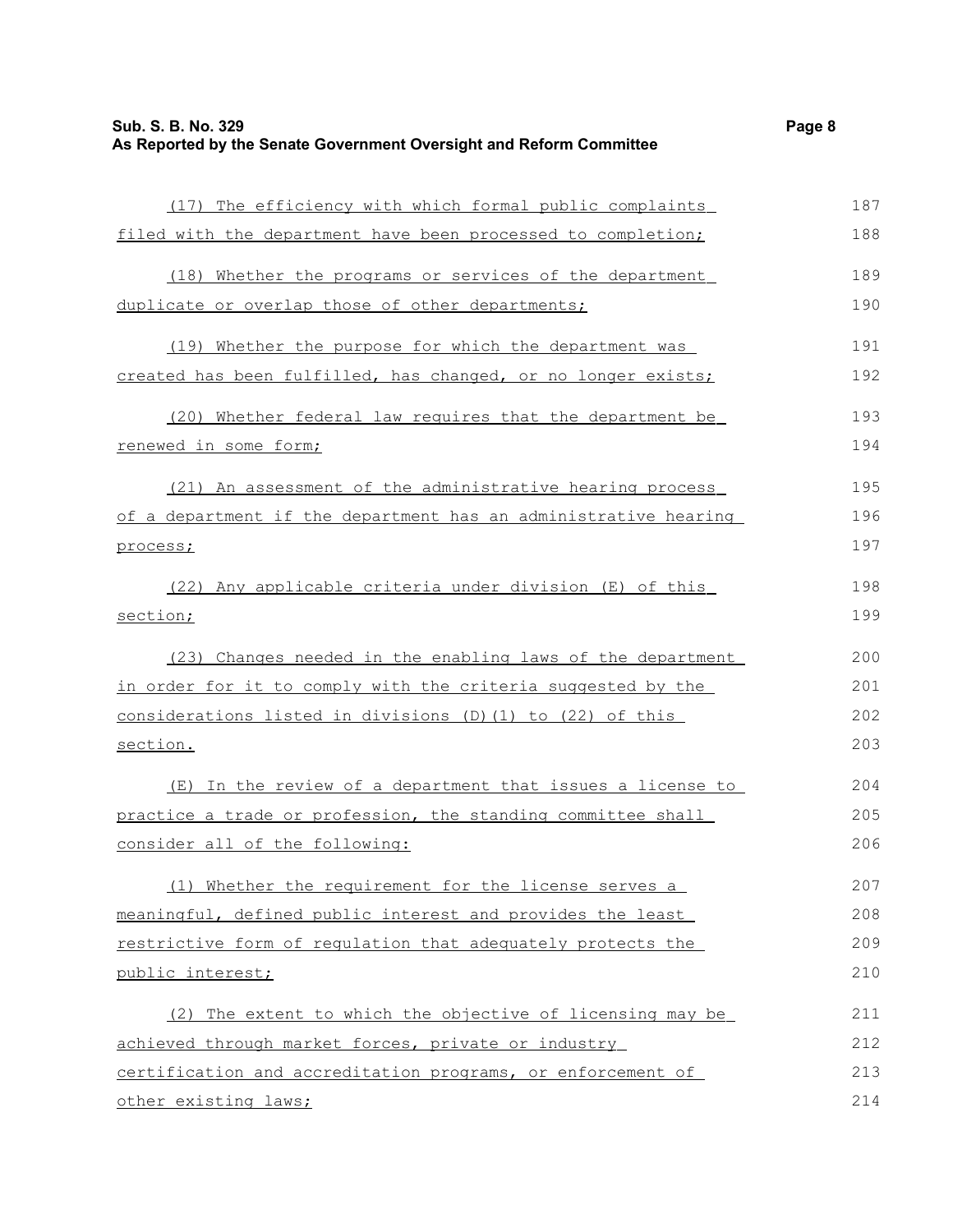(17) The efficiency with which formal public complaints filed with the department have been processed to completion;

(18) Whether the programs or services of the department duplicate or overlap those of other departments;

(19) Whether the purpose for which the department was created has been fulfilled, has changed, or no longer exists;

(20) Whether federal law requires that the department be renewed in some form;

(21) An assessment of the administrative hearing process of a department if the department has an administrative hearing process;

(22) Any applicable criteria under division (E) of this section;

(23) Changes needed in the enabling laws of the department in order for it to comply with the criteria suggested by the considerations listed in divisions (D)(1) to (22) of this section.

(E) In the review of a department that issues a license to practice a trade or profession, the standing committee shall consider all of the following:

(1) Whether the requirement for the license serves a meaningful, defined public interest and provides the least restrictive form of regulation that adequately protects the public interest;

(2) The extent to which the objective of licensing may be achieved through market forces, private or industry certification and accreditation programs, or enforcement of other existing laws;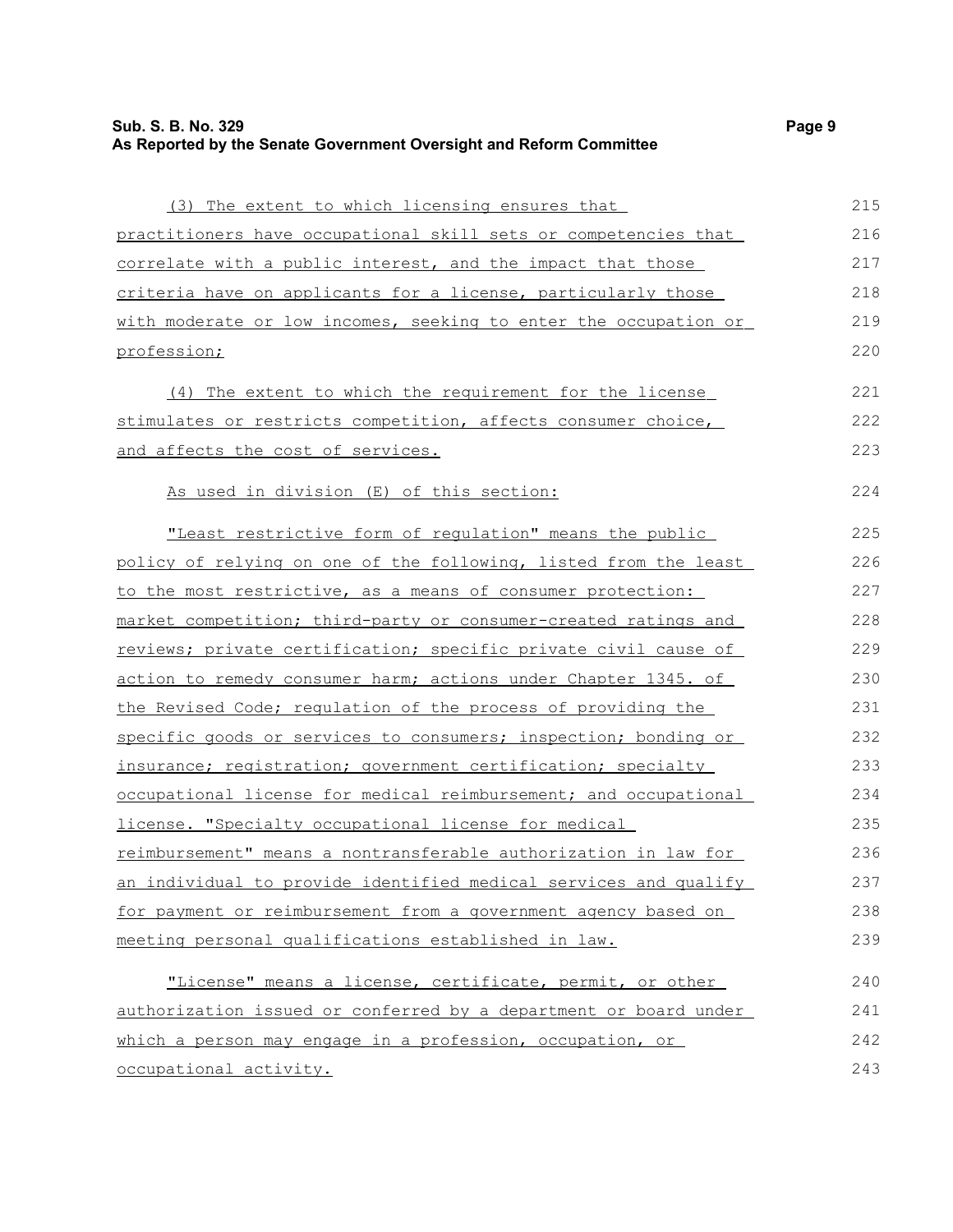(3) The extent to which licensing ensures that practitioners have occupational skill sets or competencies that correlate with a public interest, and the impact that those criteria have on applicants for a license, particularly those with moderate or low incomes, seeking to enter the occupation or profession;

(4) The extent to which the requirement for the license stimulates or restricts competition, affects consumer choice, and affects the cost of services.

As used in division (E) of this section:

"Least restrictive form of regulation" means the public policy of relying on one of the following, listed from the least to the most restrictive, as a means of consumer protection: market competition; third-party or consumer-created ratings and reviews; private certification; specific private civil cause of action to remedy consumer harm; actions under Chapter 1345. of the Revised Code; regulation of the process of providing the specific goods or services to consumers; inspection; bonding or insurance; registration; government certification; specialty occupational license for medical reimbursement; and occupational license. "Specialty occupational license for medical reimbursement" means a nontransferable authorization in law for an individual to provide identified medical services and qualify for payment or reimbursement from a government agency based on meeting personal qualifications established in law.

"License" means a license, certificate, permit, or other authorization issued or conferred by a department or board under which a person may engage in a profession, occupation, or occupational activity.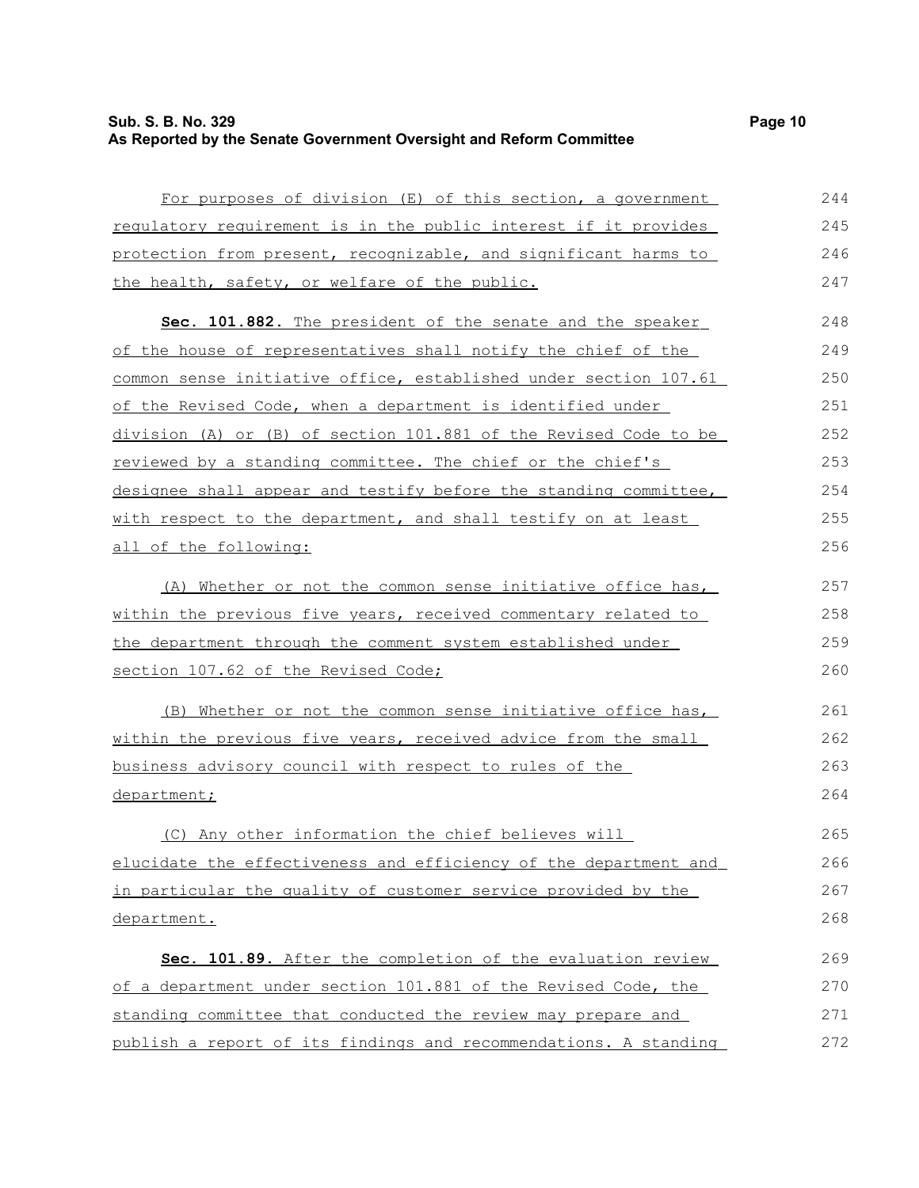For purposes of division (E) of this section, a government regulatory requirement is in the public interest if it provides protection from present, recognizable, and significant harms to the health, safety, or welfare of the public.

**Sec. 101.882.** The president of the senate and the speaker of the house of representatives shall notify the chief of the common sense initiative office, established under section 107.61 of the Revised Code, when a department is identified under division (A) or (B) of section 101.881 of the Revised Code to be reviewed by a standing committee. The chief or the chief's designee shall appear and testify before the standing committee, with respect to the department, and shall testify on at least all of the following:

(A) Whether or not the common sense initiative office has, within the previous five years, received commentary related to the department through the comment system established under section 107.62 of the Revised Code;

(B) Whether or not the common sense initiative office has, within the previous five years, received advice from the small business advisory council with respect to rules of the department;

(C) Any other information the chief believes will elucidate the effectiveness and efficiency of the department and in particular the quality of customer service provided by the department.

**Sec. 101.89.** After the completion of the evaluation review of a department under section 101.881 of the Revised Code, the standing committee that conducted the review may prepare and publish a report of its findings and recommendations. A standing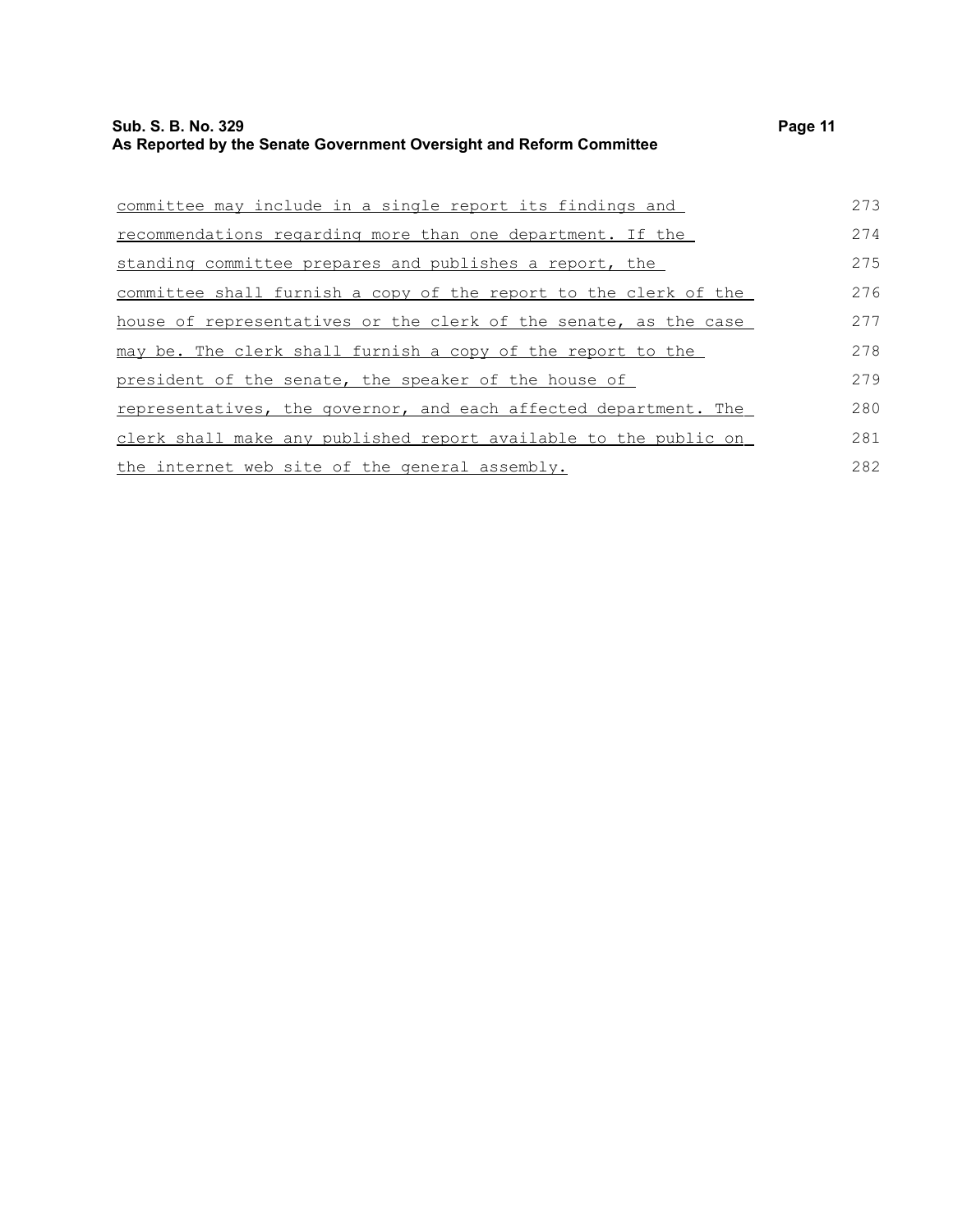committee may include in a single report its findings and recommendations regarding more than one department. If the standing committee prepares and publishes a report, the committee shall furnish a copy of the report to the clerk of the house of representatives or the clerk of the senate, as the case may be. The clerk shall furnish a copy of the report to the president of the senate, the speaker of the house of representatives, the governor, and each affected department. The clerk shall make any published report available to the public on the internet web site of the general assembly.